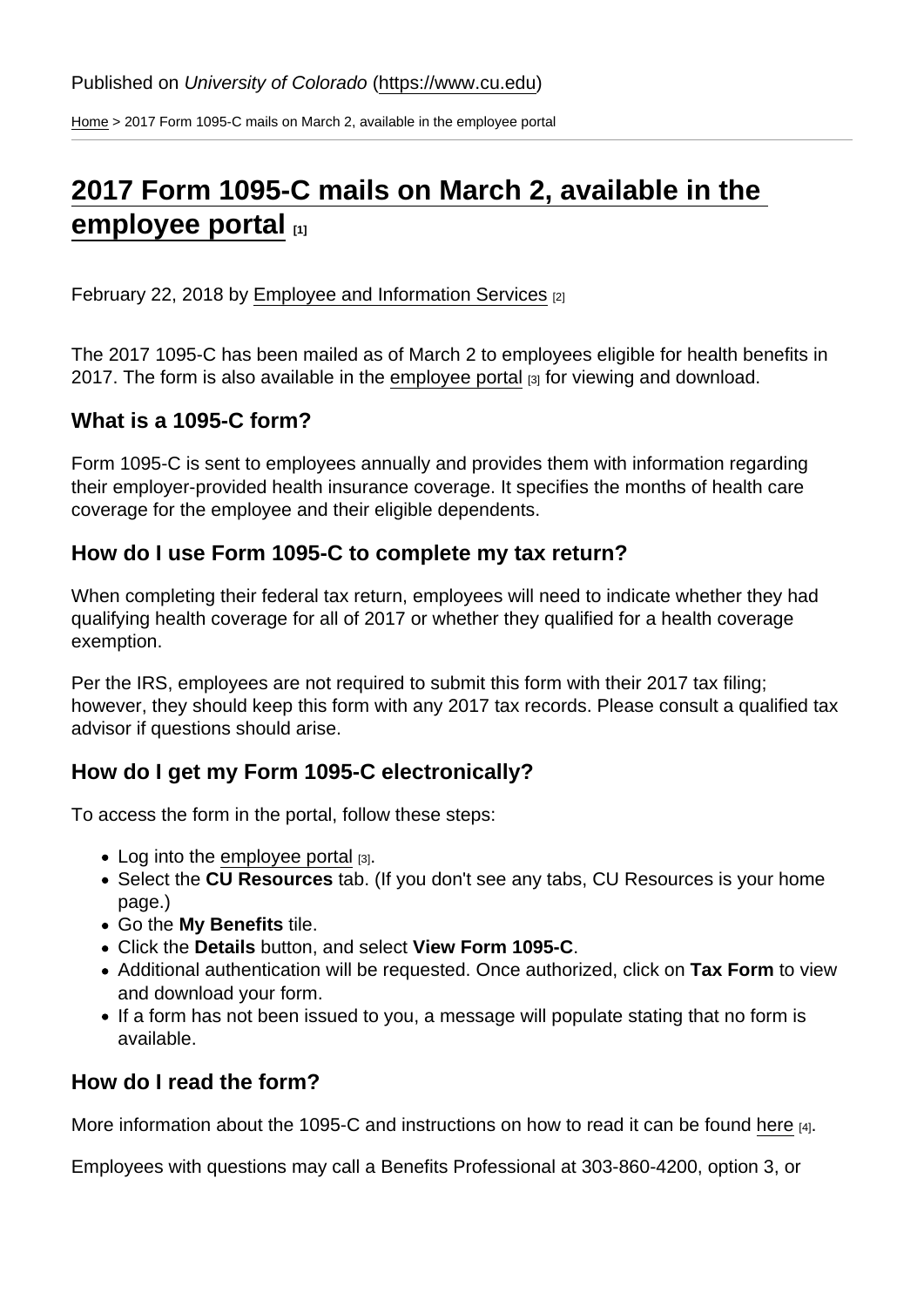Published on *University of Colorado* (https://www.cu.edu)

Home > 2017 Form 1095-C mails on March 2, available in the employee portal

# 2017 Form 1095-C mails on March 2, available in the employee portal [1]

February 22, 2018 by Employee and Information Services [2]

The 2017 1095-C has been mailed as of March 2 to employees eligible for health benefits in 2017. The form is also available in the employee portal [3] for viewing and download.

## What is a 1095-C form?

Form 1095-C is sent to employees annually and provides them with information regarding their employer-provided health insurance coverage. It specifies the months of health care coverage for the employee and their eligible dependents.

## How do I use Form 1095-C to complete my tax return?

When completing their federal tax return, employees will need to indicate whether they had qualifying health coverage for all of 2017 or whether they qualified for a health coverage exemption.

Per the IRS, employees are not required to submit this form with their 2017 tax filing; however, they should keep this form with any 2017 tax records. Please consult a qualified tax advisor if questions should arise.

## How do I get my Form 1095-C electronically?

To access the form in the portal, follow these steps:

- Log into the employee portal [3].
- Select the **CU Resources** tab. (If you don't see any tabs, CU Resources is your home page.)
- Go the **My Benefits** tile.
- Click the **Details** button, and select **View Form 1095-C**.
- Additional authentication will be requested. Once authorized, click on **Tax Form** to view and download your form.
- If a form has not been issued to you, a message will populate stating that no form is available.

## How do I read the form?

More information about the 1095-C and instructions on how to read it can be found here [4].

Employees with questions may call a Benefits Professional at 303-860-4200, option 3, or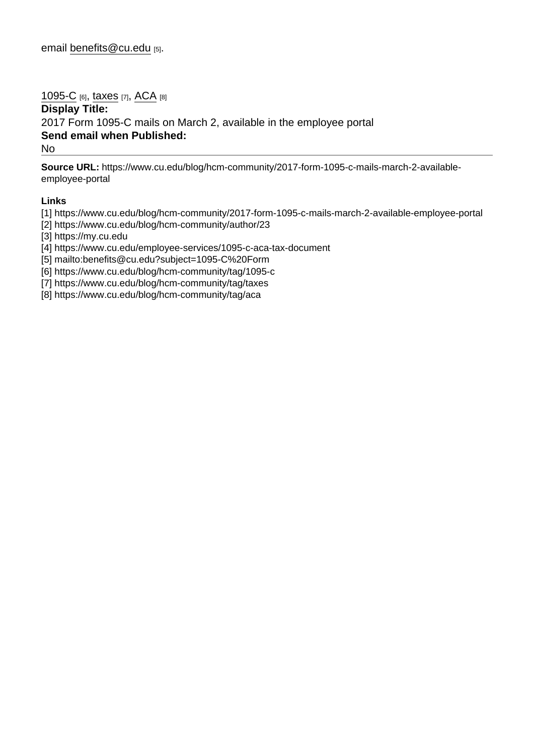email benefits@cu.edu [5].

1095-C [6], taxes [7], ACA [8]

**Display Title:**

2017 Form 1095-C mails on March 2, available in the employee portal

**Send email when Published:**

No

---

**Source URL:** https://www.cu.edu/blog/hcm-community/2017-form-1095-c-mails-march-2-available-employee-portal

**Links**

[1] https://www.cu.edu/blog/hcm-community/2017-form-1095-c-mails-march-2-available-employee-portal
[2] https://www.cu.edu/blog/hcm-community/author/23
[3] https://my.cu.edu
[4] https://www.cu.edu/employee-services/1095-c-aca-tax-document
[5] mailto:benefits@cu.edu?subject=1095-C%20Form
[6] https://www.cu.edu/blog/hcm-community/tag/1095-c
[7] https://www.cu.edu/blog/hcm-community/tag/taxes
[8] https://www.cu.edu/blog/hcm-community/tag/aca